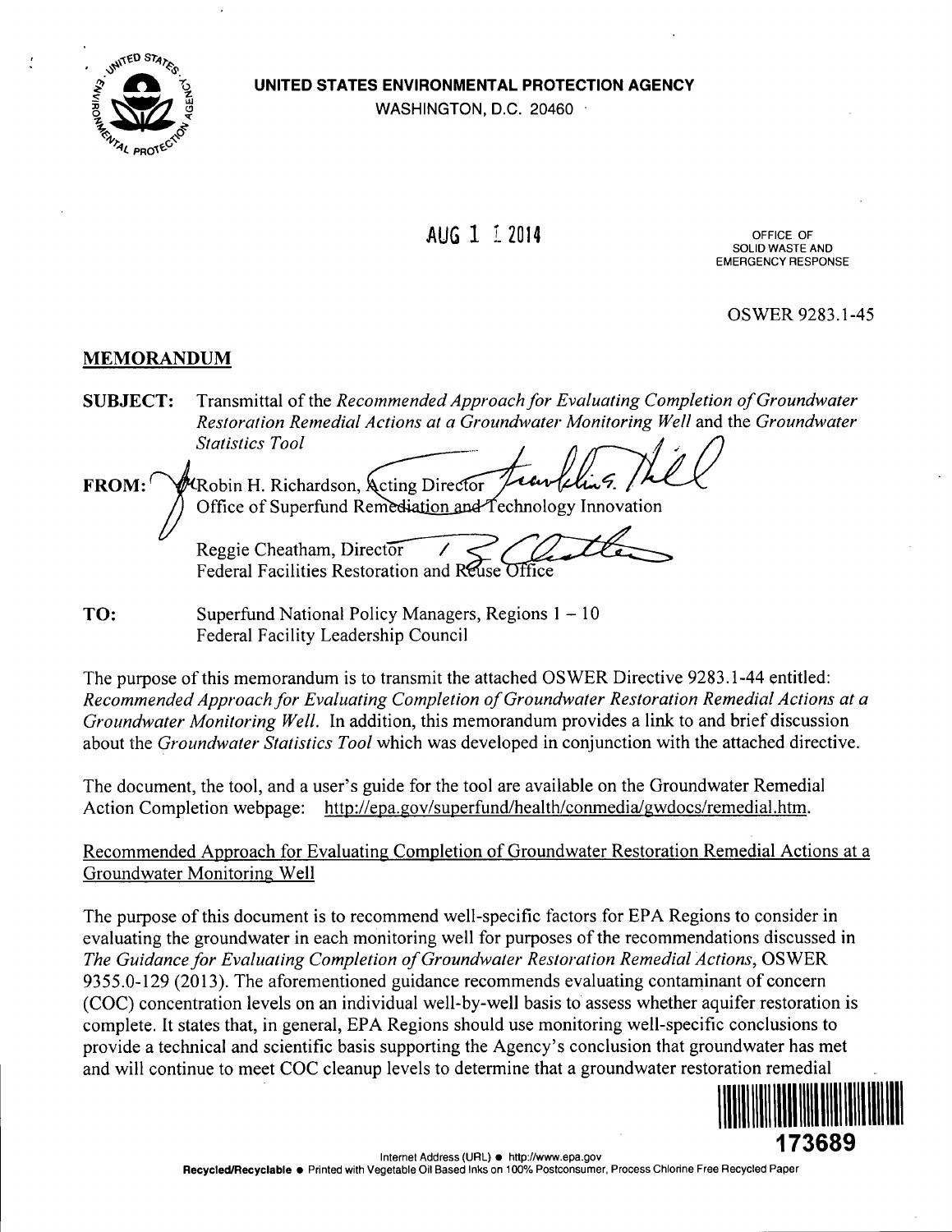**UNITED STATES ENVIRONMENTAL PROTECTION AGENCY**
WASHINGTON, D.C. 20460

AUG 1 1 2014

OFFICE OF
SOLID WASTE AND
EMERGENCY RESPONSE

OSWER 9283.1-45

## MEMORANDUM

**SUBJECT:** Transmittal of the *Recommended Approach for Evaluating Completion of Groundwater Restoration Remedial Actions at a Groundwater Monitoring Well* and the *Groundwater Statistics Tool*

**FROM:** Robin H. Richardson, Acting Director
Office of Superfund Remediation and Technology Innovation

Reggie Cheatham, Director
Federal Facilities Restoration and Reuse Office

**TO:** Superfund National Policy Managers, Regions 1 – 10
Federal Facility Leadership Council

The purpose of this memorandum is to transmit the attached OSWER Directive 9283.1-44 entitled: *Recommended Approach for Evaluating Completion of Groundwater Restoration Remedial Actions at a Groundwater Monitoring Well.* In addition, this memorandum provides a link to and brief discussion about the *Groundwater Statistics Tool* which was developed in conjunction with the attached directive.

The document, the tool, and a user's guide for the tool are available on the Groundwater Remedial Action Completion webpage: http://epa.gov/superfund/health/conmedia/gwdocs/remedial.htm.

Recommended Approach for Evaluating Completion of Groundwater Restoration Remedial Actions at a Groundwater Monitoring Well

The purpose of this document is to recommend well-specific factors for EPA Regions to consider in evaluating the groundwater in each monitoring well for purposes of the recommendations discussed in *The Guidance for Evaluating Completion of Groundwater Restoration Remedial Actions*, OSWER 9355.0-129 (2013). The aforementioned guidance recommends evaluating contaminant of concern (COC) concentration levels on an individual well-by-well basis to assess whether aquifer restoration is complete. It states that, in general, EPA Regions should use monitoring well-specific conclusions to provide a technical and scientific basis supporting the Agency's conclusion that groundwater has met and will continue to meet COC cleanup levels to determine that a groundwater restoration remedial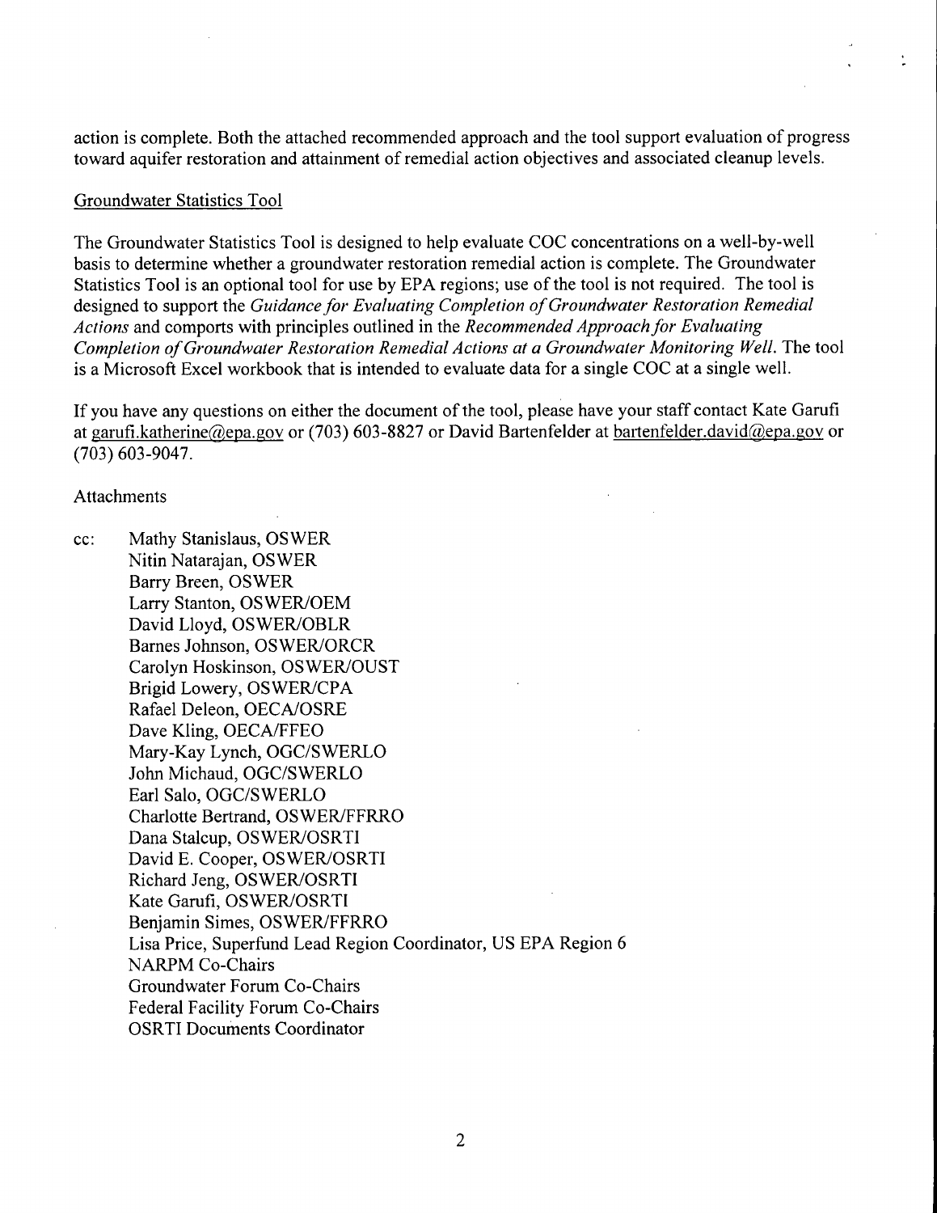action is complete. Both the attached recommended approach and the tool support evaluation of progress toward aquifer restoration and attainment of remedial action objectives and associated cleanup levels.

Groundwater Statistics Tool

The Groundwater Statistics Tool is designed to help evaluate COC concentrations on a well-by-well basis to determine whether a groundwater restoration remedial action is complete. The Groundwater Statistics Tool is an optional tool for use by EPA regions; use of the tool is not required. The tool is designed to support the *Guidance for Evaluating Completion of Groundwater Restoration Remedial Actions* and comports with principles outlined in the *Recommended Approach for Evaluating Completion of Groundwater Restoration Remedial Actions at a Groundwater Monitoring Well.* The tool is a Microsoft Excel workbook that is intended to evaluate data for a single COC at a single well.

If you have any questions on either the document of the tool, please have your staff contact Kate Garufi at garufi.katherine@epa.gov or (703) 603-8827 or David Bartenfelder at bartenfelder.david@epa.gov or (703) 603-9047.

Attachments

cc: Mathy Stanislaus, OSWER
Nitin Natarajan, OSWER
Barry Breen, OSWER
Larry Stanton, OSWER/OEM
David Lloyd, OSWER/OBLR
Barnes Johnson, OSWER/ORCR
Carolyn Hoskinson, OSWER/OUST
Brigid Lowery, OSWER/CPA
Rafael Deleon, OECA/OSRE
Dave Kling, OECA/FFEO
Mary-Kay Lynch, OGC/SWERLO
John Michaud, OGC/SWERLO
Earl Salo, OGC/SWERLO
Charlotte Bertrand, OSWER/FFRRO
Dana Stalcup, OSWER/OSRTI
David E. Cooper, OSWER/OSRTI
Richard Jeng, OSWER/OSRTI
Kate Garufi, OSWER/OSRTI
Benjamin Simes, OSWER/FFRRO
Lisa Price, Superfund Lead Region Coordinator, US EPA Region 6
NARPM Co-Chairs
Groundwater Forum Co-Chairs
Federal Facility Forum Co-Chairs
OSRTI Documents Coordinator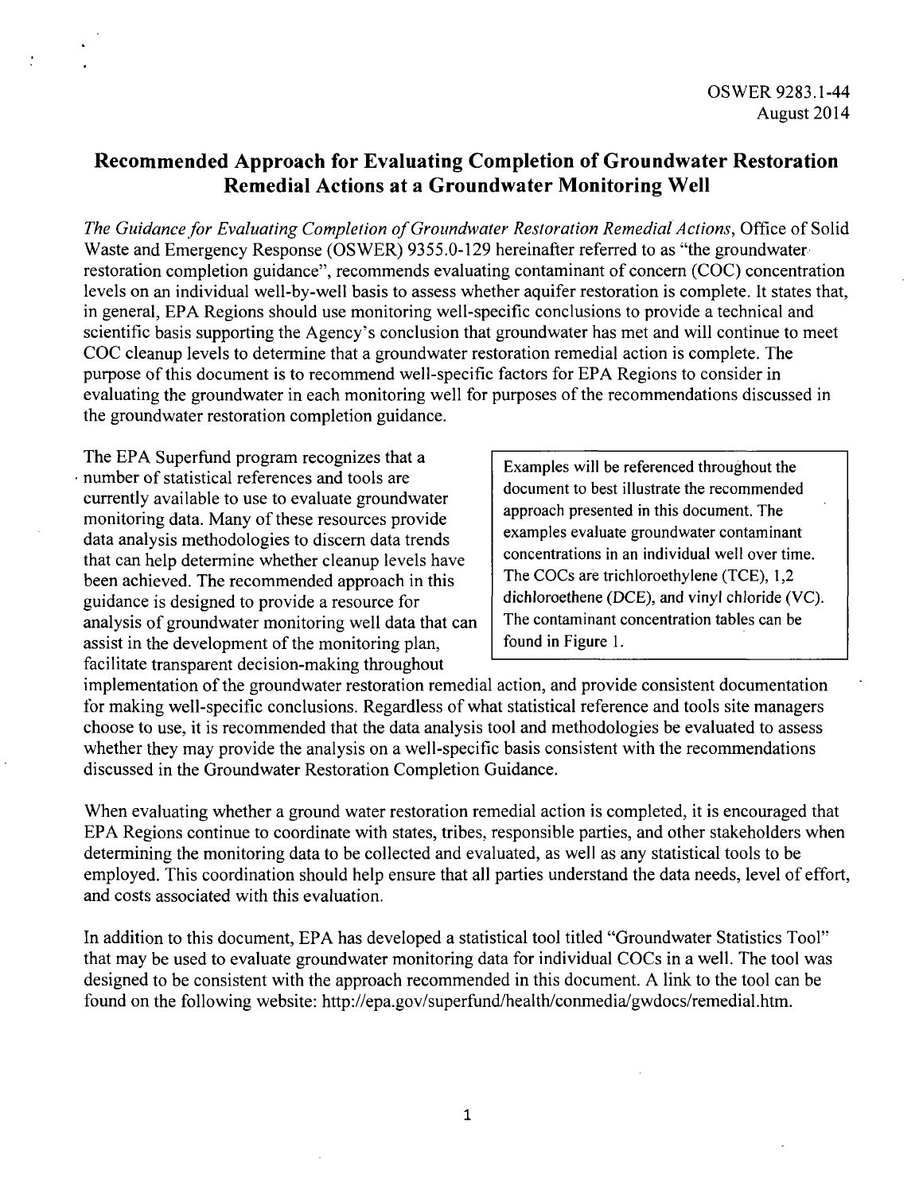OSWER 9283.1-44
August 2014

# Recommended Approach for Evaluating Completion of Groundwater Restoration Remedial Actions at a Groundwater Monitoring Well

*The Guidance for Evaluating Completion of Groundwater Restoration Remedial Actions*, Office of Solid Waste and Emergency Response (OSWER) 9355.0-129 hereinafter referred to as "the groundwater restoration completion guidance", recommends evaluating contaminant of concern (COC) concentration levels on an individual well-by-well basis to assess whether aquifer restoration is complete. It states that, in general, EPA Regions should use monitoring well-specific conclusions to provide a technical and scientific basis supporting the Agency's conclusion that groundwater has met and will continue to meet COC cleanup levels to determine that a groundwater restoration remedial action is complete. The purpose of this document is to recommend well-specific factors for EPA Regions to consider in evaluating the groundwater in each monitoring well for purposes of the recommendations discussed in the groundwater restoration completion guidance.

> Examples will be referenced throughout the document to best illustrate the recommended approach presented in this document. The examples evaluate groundwater contaminant concentrations in an individual well over time. The COCs are trichloroethylene (TCE), 1,2 dichloroethene (DCE), and vinyl chloride (VC). The contaminant concentration tables can be found in Figure 1.

The EPA Superfund program recognizes that a number of statistical references and tools are currently available to use to evaluate groundwater monitoring data. Many of these resources provide data analysis methodologies to discern data trends that can help determine whether cleanup levels have been achieved. The recommended approach in this guidance is designed to provide a resource for analysis of groundwater monitoring well data that can assist in the development of the monitoring plan, facilitate transparent decision-making throughout implementation of the groundwater restoration remedial action, and provide consistent documentation for making well-specific conclusions. Regardless of what statistical reference and tools site managers choose to use, it is recommended that the data analysis tool and methodologies be evaluated to assess whether they may provide the analysis on a well-specific basis consistent with the recommendations discussed in the Groundwater Restoration Completion Guidance.

When evaluating whether a ground water restoration remedial action is completed, it is encouraged that EPA Regions continue to coordinate with states, tribes, responsible parties, and other stakeholders when determining the monitoring data to be collected and evaluated, as well as any statistical tools to be employed. This coordination should help ensure that all parties understand the data needs, level of effort, and costs associated with this evaluation.

In addition to this document, EPA has developed a statistical tool titled "Groundwater Statistics Tool" that may be used to evaluate groundwater monitoring data for individual COCs in a well. The tool was designed to be consistent with the approach recommended in this document. A link to the tool can be found on the following website: http://epa.gov/superfund/health/conmedia/gwdocs/remedial.htm.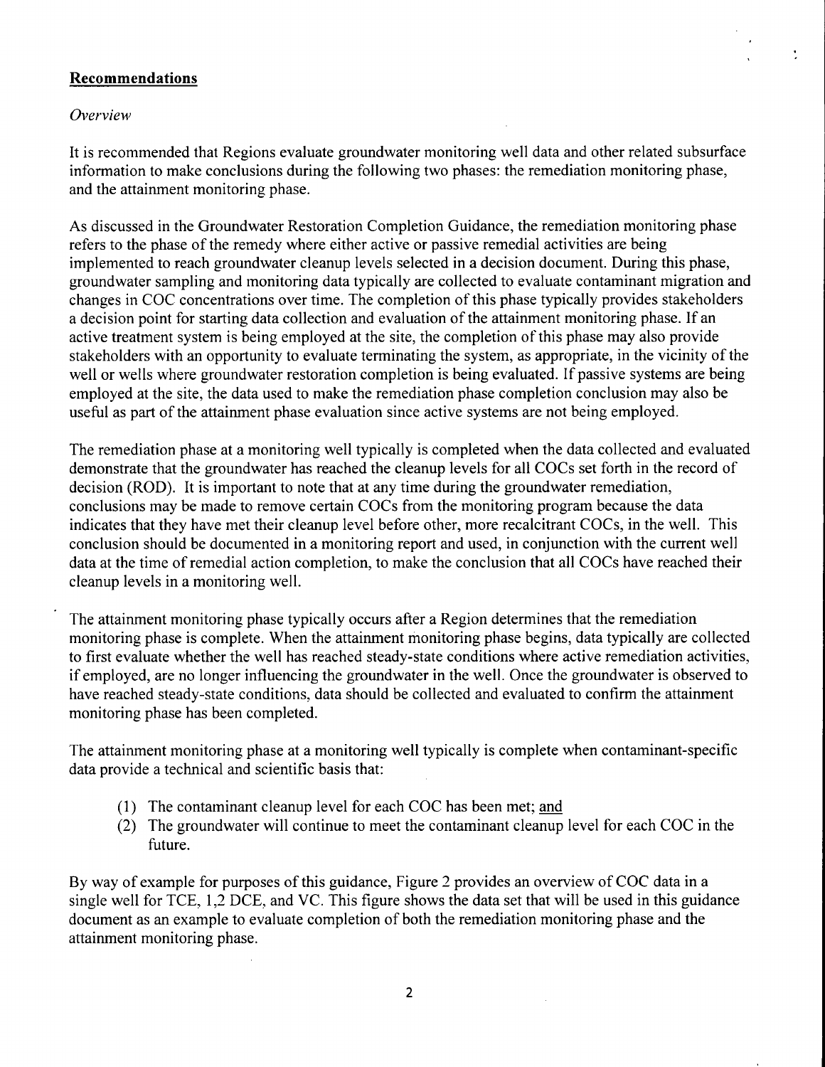## **Recommendations**

*Overview*

It is recommended that Regions evaluate groundwater monitoring well data and other related subsurface information to make conclusions during the following two phases: the remediation monitoring phase, and the attainment monitoring phase.

As discussed in the Groundwater Restoration Completion Guidance, the remediation monitoring phase refers to the phase of the remedy where either active or passive remedial activities are being implemented to reach groundwater cleanup levels selected in a decision document. During this phase, groundwater sampling and monitoring data typically are collected to evaluate contaminant migration and changes in COC concentrations over time. The completion of this phase typically provides stakeholders a decision point for starting data collection and evaluation of the attainment monitoring phase. If an active treatment system is being employed at the site, the completion of this phase may also provide stakeholders with an opportunity to evaluate terminating the system, as appropriate, in the vicinity of the well or wells where groundwater restoration completion is being evaluated. If passive systems are being employed at the site, the data used to make the remediation phase completion conclusion may also be useful as part of the attainment phase evaluation since active systems are not being employed.

The remediation phase at a monitoring well typically is completed when the data collected and evaluated demonstrate that the groundwater has reached the cleanup levels for all COCs set forth in the record of decision (ROD). It is important to note that at any time during the groundwater remediation, conclusions may be made to remove certain COCs from the monitoring program because the data indicates that they have met their cleanup level before other, more recalcitrant COCs, in the well. This conclusion should be documented in a monitoring report and used, in conjunction with the current well data at the time of remedial action completion, to make the conclusion that all COCs have reached their cleanup levels in a monitoring well.

The attainment monitoring phase typically occurs after a Region determines that the remediation monitoring phase is complete. When the attainment monitoring phase begins, data typically are collected to first evaluate whether the well has reached steady-state conditions where active remediation activities, if employed, are no longer influencing the groundwater in the well. Once the groundwater is observed to have reached steady-state conditions, data should be collected and evaluated to confirm the attainment monitoring phase has been completed.

The attainment monitoring phase at a monitoring well typically is complete when contaminant-specific data provide a technical and scientific basis that:

1. The contaminant cleanup level for each COC has been met; and
2. The groundwater will continue to meet the contaminant cleanup level for each COC in the future.

By way of example for purposes of this guidance, Figure 2 provides an overview of COC data in a single well for TCE, 1,2 DCE, and VC. This figure shows the data set that will be used in this guidance document as an example to evaluate completion of both the remediation monitoring phase and the attainment monitoring phase.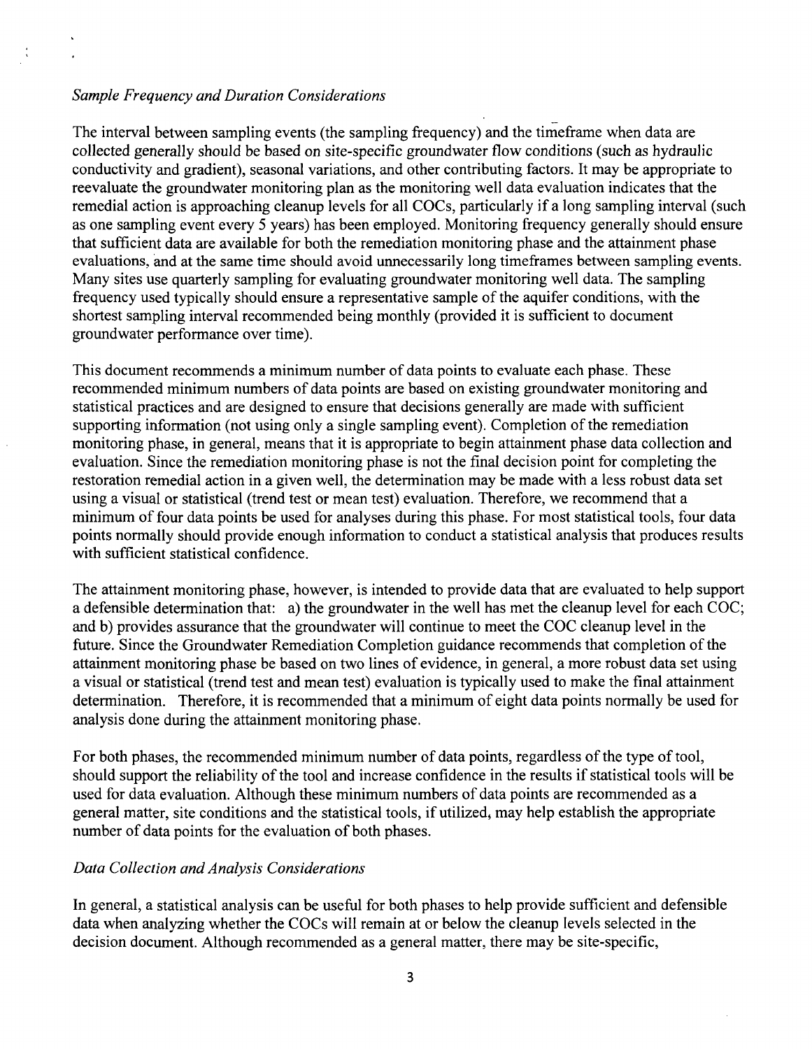*Sample Frequency and Duration Considerations*

The interval between sampling events (the sampling frequency) and the timeframe when data are collected generally should be based on site-specific groundwater flow conditions (such as hydraulic conductivity and gradient), seasonal variations, and other contributing factors. It may be appropriate to reevaluate the groundwater monitoring plan as the monitoring well data evaluation indicates that the remedial action is approaching cleanup levels for all COCs, particularly if a long sampling interval (such as one sampling event every 5 years) has been employed. Monitoring frequency generally should ensure that sufficient data are available for both the remediation monitoring phase and the attainment phase evaluations, and at the same time should avoid unnecessarily long timeframes between sampling events. Many sites use quarterly sampling for evaluating groundwater monitoring well data. The sampling frequency used typically should ensure a representative sample of the aquifer conditions, with the shortest sampling interval recommended being monthly (provided it is sufficient to document groundwater performance over time).

This document recommends a minimum number of data points to evaluate each phase. These recommended minimum numbers of data points are based on existing groundwater monitoring and statistical practices and are designed to ensure that decisions generally are made with sufficient supporting information (not using only a single sampling event). Completion of the remediation monitoring phase, in general, means that it is appropriate to begin attainment phase data collection and evaluation. Since the remediation monitoring phase is not the final decision point for completing the restoration remedial action in a given well, the determination may be made with a less robust data set using a visual or statistical (trend test or mean test) evaluation. Therefore, we recommend that a minimum of four data points be used for analyses during this phase. For most statistical tools, four data points normally should provide enough information to conduct a statistical analysis that produces results with sufficient statistical confidence.

The attainment monitoring phase, however, is intended to provide data that are evaluated to help support a defensible determination that: a) the groundwater in the well has met the cleanup level for each COC; and b) provides assurance that the groundwater will continue to meet the COC cleanup level in the future. Since the Groundwater Remediation Completion guidance recommends that completion of the attainment monitoring phase be based on two lines of evidence, in general, a more robust data set using a visual or statistical (trend test and mean test) evaluation is typically used to make the final attainment determination. Therefore, it is recommended that a minimum of eight data points normally be used for analysis done during the attainment monitoring phase.

For both phases, the recommended minimum number of data points, regardless of the type of tool, should support the reliability of the tool and increase confidence in the results if statistical tools will be used for data evaluation. Although these minimum numbers of data points are recommended as a general matter, site conditions and the statistical tools, if utilized, may help establish the appropriate number of data points for the evaluation of both phases.

*Data Collection and Analysis Considerations*

In general, a statistical analysis can be useful for both phases to help provide sufficient and defensible data when analyzing whether the COCs will remain at or below the cleanup levels selected in the decision document. Although recommended as a general matter, there may be site-specific,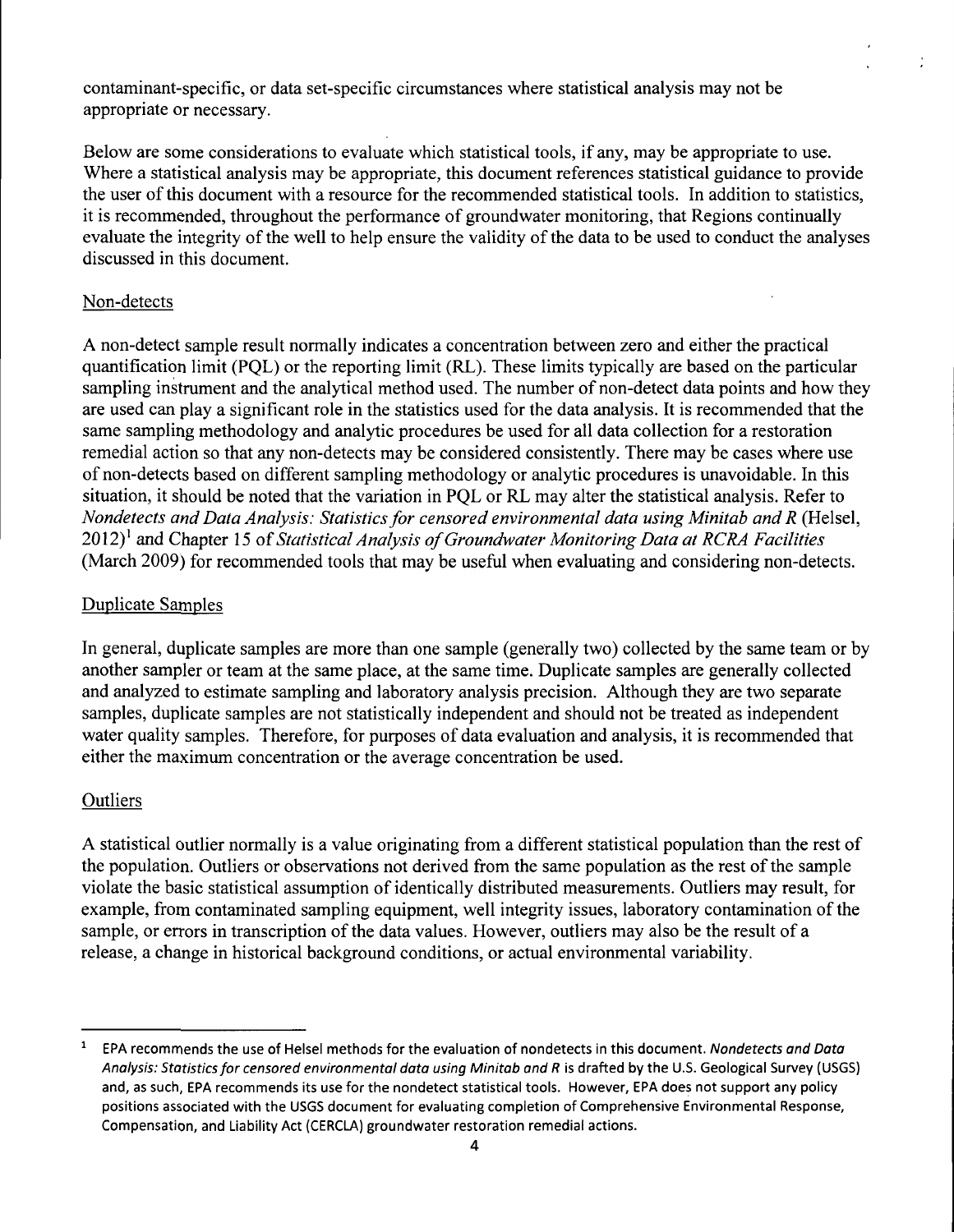contaminant-specific, or data set-specific circumstances where statistical analysis may not be appropriate or necessary.

Below are some considerations to evaluate which statistical tools, if any, may be appropriate to use. Where a statistical analysis may be appropriate, this document references statistical guidance to provide the user of this document with a resource for the recommended statistical tools. In addition to statistics, it is recommended, throughout the performance of groundwater monitoring, that Regions continually evaluate the integrity of the well to help ensure the validity of the data to be used to conduct the analyses discussed in this document.

Non-detects

A non-detect sample result normally indicates a concentration between zero and either the practical quantification limit (PQL) or the reporting limit (RL). These limits typically are based on the particular sampling instrument and the analytical method used. The number of non-detect data points and how they are used can play a significant role in the statistics used for the data analysis. It is recommended that the same sampling methodology and analytic procedures be used for all data collection for a restoration remedial action so that any non-detects may be considered consistently. There may be cases where use of non-detects based on different sampling methodology or analytic procedures is unavoidable. In this situation, it should be noted that the variation in PQL or RL may alter the statistical analysis. Refer to *Nondetects and Data Analysis: Statistics for censored environmental data using Minitab and R* (Helsel, 2012)[1] and Chapter 15 of *Statistical Analysis of Groundwater Monitoring Data at RCRA Facilities* (March 2009) for recommended tools that may be useful when evaluating and considering non-detects.

Duplicate Samples

In general, duplicate samples are more than one sample (generally two) collected by the same team or by another sampler or team at the same place, at the same time. Duplicate samples are generally collected and analyzed to estimate sampling and laboratory analysis precision. Although they are two separate samples, duplicate samples are not statistically independent and should not be treated as independent water quality samples. Therefore, for purposes of data evaluation and analysis, it is recommended that either the maximum concentration or the average concentration be used.

Outliers

A statistical outlier normally is a value originating from a different statistical population than the rest of the population. Outliers or observations not derived from the same population as the rest of the sample violate the basic statistical assumption of identically distributed measurements. Outliers may result, for example, from contaminated sampling equipment, well integrity issues, laboratory contamination of the sample, or errors in transcription of the data values. However, outliers may also be the result of a release, a change in historical background conditions, or actual environmental variability.

---

[1] EPA recommends the use of Helsel methods for the evaluation of nondetects in this document. *Nondetects and Data Analysis: Statistics for censored environmental data using Minitab and R* is drafted by the U.S. Geological Survey (USGS) and, as such, EPA recommends its use for the nondetect statistical tools. However, EPA does not support any policy positions associated with the USGS document for evaluating completion of Comprehensive Environmental Response, Compensation, and Liability Act (CERCLA) groundwater restoration remedial actions.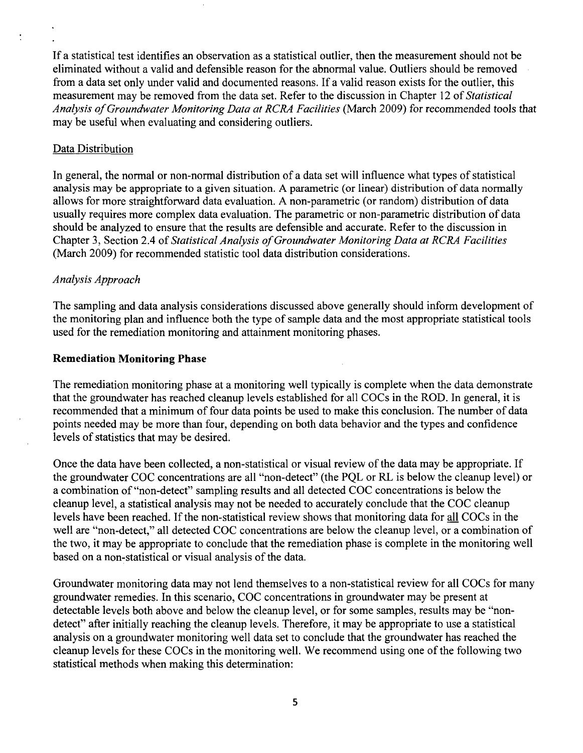If a statistical test identifies an observation as a statistical outlier, then the measurement should not be eliminated without a valid and defensible reason for the abnormal value. Outliers should be removed from a data set only under valid and documented reasons. If a valid reason exists for the outlier, this measurement may be removed from the data set. Refer to the discussion in Chapter 12 of *Statistical Analysis of Groundwater Monitoring Data at RCRA Facilities* (March 2009) for recommended tools that may be useful when evaluating and considering outliers.

Data Distribution

In general, the normal or non-normal distribution of a data set will influence what types of statistical analysis may be appropriate to a given situation. A parametric (or linear) distribution of data normally allows for more straightforward data evaluation. A non-parametric (or random) distribution of data usually requires more complex data evaluation. The parametric or non-parametric distribution of data should be analyzed to ensure that the results are defensible and accurate. Refer to the discussion in Chapter 3, Section 2.4 of *Statistical Analysis of Groundwater Monitoring Data at RCRA Facilities* (March 2009) for recommended statistic tool data distribution considerations.

*Analysis Approach*

The sampling and data analysis considerations discussed above generally should inform development of the monitoring plan and influence both the type of sample data and the most appropriate statistical tools used for the remediation monitoring and attainment monitoring phases.

**Remediation Monitoring Phase**

The remediation monitoring phase at a monitoring well typically is complete when the data demonstrate that the groundwater has reached cleanup levels established for all COCs in the ROD. In general, it is recommended that a minimum of four data points be used to make this conclusion. The number of data points needed may be more than four, depending on both data behavior and the types and confidence levels of statistics that may be desired.

Once the data have been collected, a non-statistical or visual review of the data may be appropriate. If the groundwater COC concentrations are all "non-detect" (the PQL or RL is below the cleanup level) or a combination of "non-detect" sampling results and all detected COC concentrations is below the cleanup level, a statistical analysis may not be needed to accurately conclude that the COC cleanup levels have been reached. If the non-statistical review shows that monitoring data for all COCs in the well are "non-detect," all detected COC concentrations are below the cleanup level, or a combination of the two, it may be appropriate to conclude that the remediation phase is complete in the monitoring well based on a non-statistical or visual analysis of the data.

Groundwater monitoring data may not lend themselves to a non-statistical review for all COCs for many groundwater remedies. In this scenario, COC concentrations in groundwater may be present at detectable levels both above and below the cleanup level, or for some samples, results may be "non-detect" after initially reaching the cleanup levels. Therefore, it may be appropriate to use a statistical analysis on a groundwater monitoring well data set to conclude that the groundwater has reached the cleanup levels for these COCs in the monitoring well. We recommend using one of the following two statistical methods when making this determination: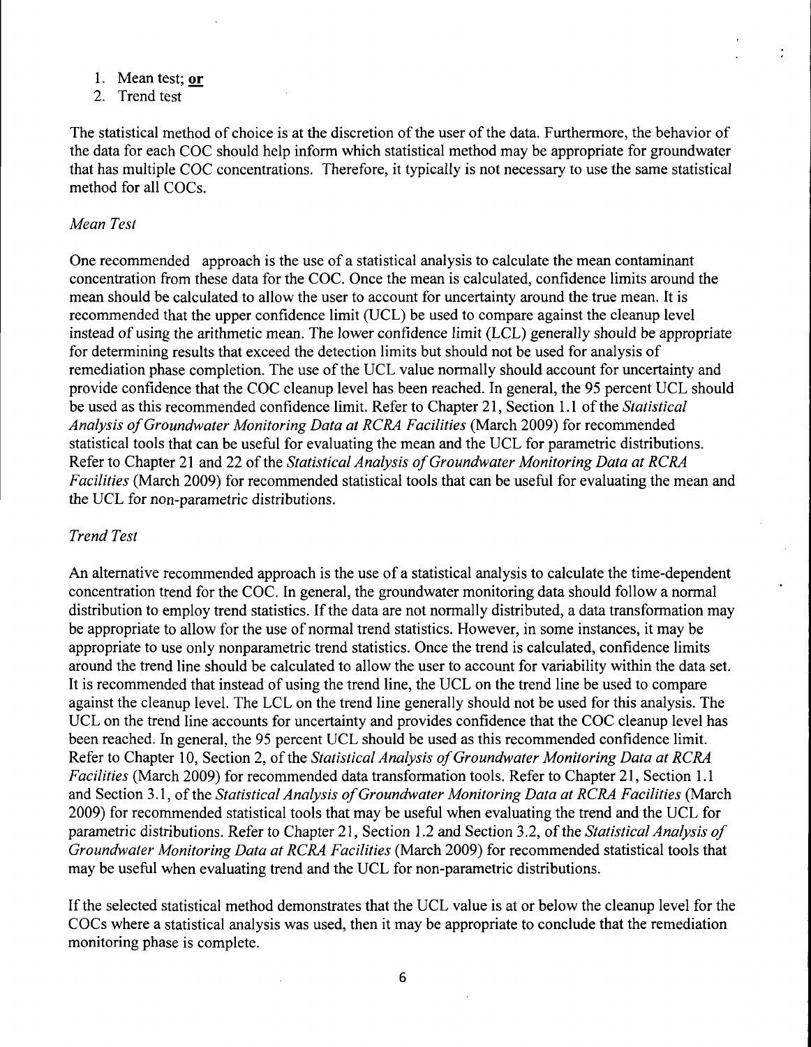1. Mean test; **or**
2. Trend test

The statistical method of choice is at the discretion of the user of the data. Furthermore, the behavior of the data for each COC should help inform which statistical method may be appropriate for groundwater that has multiple COC concentrations. Therefore, it typically is not necessary to use the same statistical method for all COCs.

*Mean Test*

One recommended approach is the use of a statistical analysis to calculate the mean contaminant concentration from these data for the COC. Once the mean is calculated, confidence limits around the mean should be calculated to allow the user to account for uncertainty around the true mean. It is recommended that the upper confidence limit (UCL) be used to compare against the cleanup level instead of using the arithmetic mean. The lower confidence limit (LCL) generally should be appropriate for determining results that exceed the detection limits but should not be used for analysis of remediation phase completion. The use of the UCL value normally should account for uncertainty and provide confidence that the COC cleanup level has been reached. In general, the 95 percent UCL should be used as this recommended confidence limit. Refer to Chapter 21, Section 1.1 of the *Statistical Analysis of Groundwater Monitoring Data at RCRA Facilities* (March 2009) for recommended statistical tools that can be useful for evaluating the mean and the UCL for parametric distributions. Refer to Chapter 21 and 22 of the *Statistical Analysis of Groundwater Monitoring Data at RCRA Facilities* (March 2009) for recommended statistical tools that can be useful for evaluating the mean and the UCL for non-parametric distributions.

*Trend Test*

An alternative recommended approach is the use of a statistical analysis to calculate the time-dependent concentration trend for the COC. In general, the groundwater monitoring data should follow a normal distribution to employ trend statistics. If the data are not normally distributed, a data transformation may be appropriate to allow for the use of normal trend statistics. However, in some instances, it may be appropriate to use only nonparametric trend statistics. Once the trend is calculated, confidence limits around the trend line should be calculated to allow the user to account for variability within the data set. It is recommended that instead of using the trend line, the UCL on the trend line be used to compare against the cleanup level. The LCL on the trend line generally should not be used for this analysis. The UCL on the trend line accounts for uncertainty and provides confidence that the COC cleanup level has been reached. In general, the 95 percent UCL should be used as this recommended confidence limit. Refer to Chapter 10, Section 2, of the *Statistical Analysis of Groundwater Monitoring Data at RCRA Facilities* (March 2009) for recommended data transformation tools. Refer to Chapter 21, Section 1.1 and Section 3.1, of the *Statistical Analysis of Groundwater Monitoring Data at RCRA Facilities* (March 2009) for recommended statistical tools that may be useful when evaluating the trend and the UCL for parametric distributions. Refer to Chapter 21, Section 1.2 and Section 3.2, of the *Statistical Analysis of Groundwater Monitoring Data at RCRA Facilities* (March 2009) for recommended statistical tools that may be useful when evaluating trend and the UCL for non-parametric distributions.

If the selected statistical method demonstrates that the UCL value is at or below the cleanup level for the COCs where a statistical analysis was used, then it may be appropriate to conclude that the remediation monitoring phase is complete.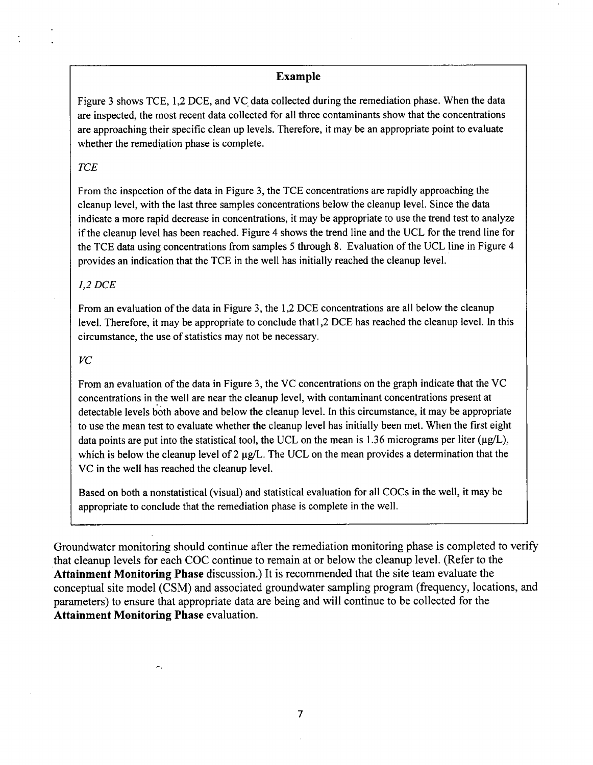**Example**

Figure 3 shows TCE, 1,2 DCE, and VC data collected during the remediation phase. When the data are inspected, the most recent data collected for all three contaminants show that the concentrations are approaching their specific clean up levels. Therefore, it may be an appropriate point to evaluate whether the remediation phase is complete.

*TCE*

From the inspection of the data in Figure 3, the TCE concentrations are rapidly approaching the cleanup level, with the last three samples concentrations below the cleanup level. Since the data indicate a more rapid decrease in concentrations, it may be appropriate to use the trend test to analyze if the cleanup level has been reached. Figure 4 shows the trend line and the UCL for the trend line for the TCE data using concentrations from samples 5 through 8. Evaluation of the UCL line in Figure 4 provides an indication that the TCE in the well has initially reached the cleanup level.

*1,2 DCE*

From an evaluation of the data in Figure 3, the 1,2 DCE concentrations are all below the cleanup level. Therefore, it may be appropriate to conclude that1,2 DCE has reached the cleanup level. In this circumstance, the use of statistics may not be necessary.

*VC*

From an evaluation of the data in Figure 3, the VC concentrations on the graph indicate that the VC concentrations in the well are near the cleanup level, with contaminant concentrations present at detectable levels both above and below the cleanup level. In this circumstance, it may be appropriate to use the mean test to evaluate whether the cleanup level has initially been met. When the first eight data points are put into the statistical tool, the UCL on the mean is 1.36 micrograms per liter (μg/L), which is below the cleanup level of 2 μg/L. The UCL on the mean provides a determination that the VC in the well has reached the cleanup level.

Based on both a nonstatistical (visual) and statistical evaluation for all COCs in the well, it may be appropriate to conclude that the remediation phase is complete in the well.

Groundwater monitoring should continue after the remediation monitoring phase is completed to verify that cleanup levels for each COC continue to remain at or below the cleanup level. (Refer to the **Attainment Monitoring Phase** discussion.) It is recommended that the site team evaluate the conceptual site model (CSM) and associated groundwater sampling program (frequency, locations, and parameters) to ensure that appropriate data are being and will continue to be collected for the **Attainment Monitoring Phase** evaluation.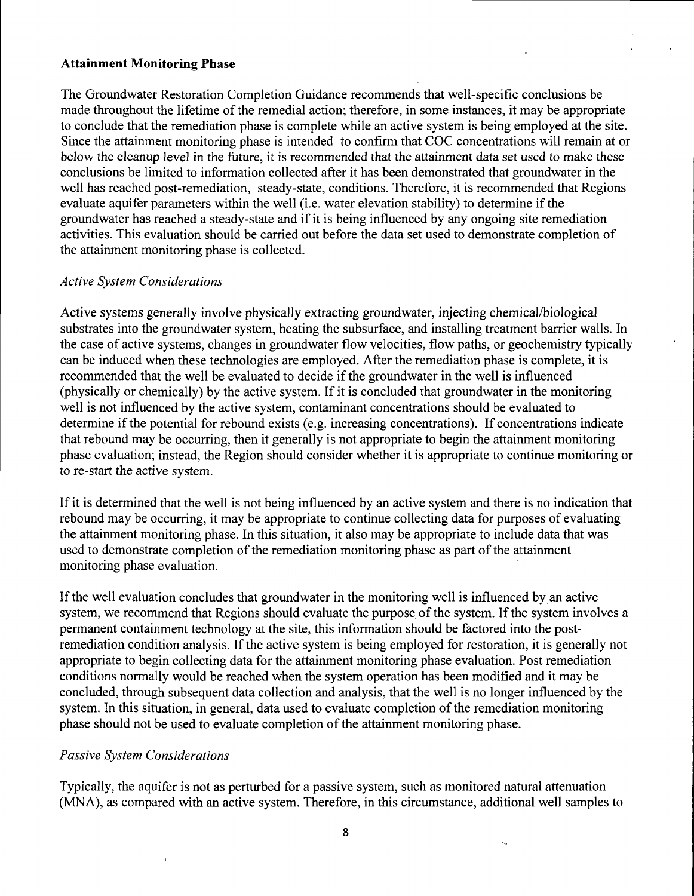### Attainment Monitoring Phase

The Groundwater Restoration Completion Guidance recommends that well-specific conclusions be made throughout the lifetime of the remedial action; therefore, in some instances, it may be appropriate to conclude that the remediation phase is complete while an active system is being employed at the site. Since the attainment monitoring phase is intended to confirm that COC concentrations will remain at or below the cleanup level in the future, it is recommended that the attainment data set used to make these conclusions be limited to information collected after it has been demonstrated that groundwater in the well has reached post-remediation, steady-state, conditions. Therefore, it is recommended that Regions evaluate aquifer parameters within the well (i.e. water elevation stability) to determine if the groundwater has reached a steady-state and if it is being influenced by any ongoing site remediation activities. This evaluation should be carried out before the data set used to demonstrate completion of the attainment monitoring phase is collected.

#### *Active System Considerations*

Active systems generally involve physically extracting groundwater, injecting chemical/biological substrates into the groundwater system, heating the subsurface, and installing treatment barrier walls. In the case of active systems, changes in groundwater flow velocities, flow paths, or geochemistry typically can be induced when these technologies are employed. After the remediation phase is complete, it is recommended that the well be evaluated to decide if the groundwater in the well is influenced (physically or chemically) by the active system. If it is concluded that groundwater in the monitoring well is not influenced by the active system, contaminant concentrations should be evaluated to determine if the potential for rebound exists (e.g. increasing concentrations). If concentrations indicate that rebound may be occurring, then it generally is not appropriate to begin the attainment monitoring phase evaluation; instead, the Region should consider whether it is appropriate to continue monitoring or to re-start the active system.

If it is determined that the well is not being influenced by an active system and there is no indication that rebound may be occurring, it may be appropriate to continue collecting data for purposes of evaluating the attainment monitoring phase. In this situation, it also may be appropriate to include data that was used to demonstrate completion of the remediation monitoring phase as part of the attainment monitoring phase evaluation.

If the well evaluation concludes that groundwater in the monitoring well is influenced by an active system, we recommend that Regions should evaluate the purpose of the system. If the system involves a permanent containment technology at the site, this information should be factored into the post-remediation condition analysis. If the active system is being employed for restoration, it is generally not appropriate to begin collecting data for the attainment monitoring phase evaluation. Post remediation conditions normally would be reached when the system operation has been modified and it may be concluded, through subsequent data collection and analysis, that the well is no longer influenced by the system. In this situation, in general, data used to evaluate completion of the remediation monitoring phase should not be used to evaluate completion of the attainment monitoring phase.

#### *Passive System Considerations*

Typically, the aquifer is not as perturbed for a passive system, such as monitored natural attenuation (MNA), as compared with an active system. Therefore, in this circumstance, additional well samples to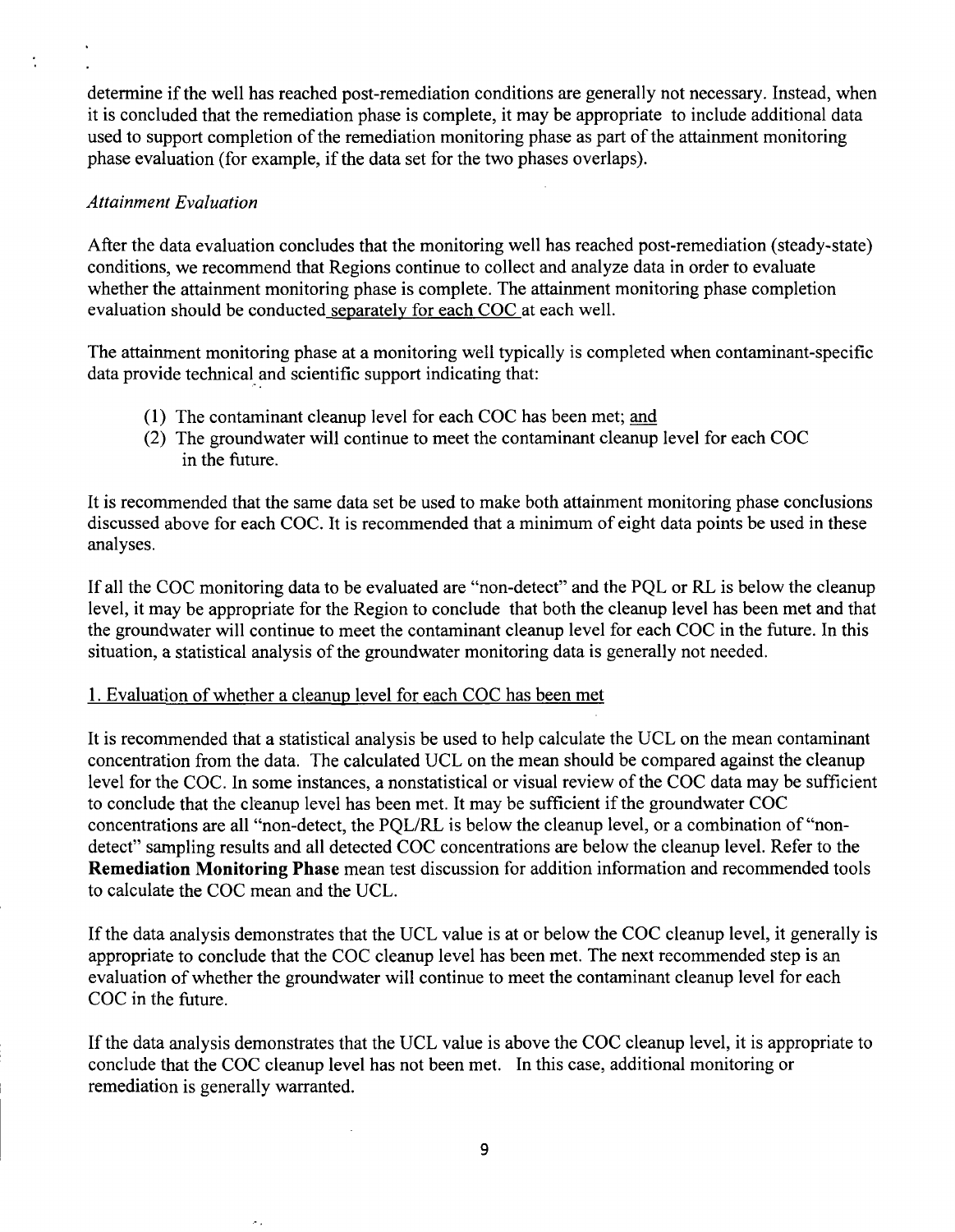determine if the well has reached post-remediation conditions are generally not necessary. Instead, when it is concluded that the remediation phase is complete, it may be appropriate to include additional data used to support completion of the remediation monitoring phase as part of the attainment monitoring phase evaluation (for example, if the data set for the two phases overlaps).

*Attainment Evaluation*

After the data evaluation concludes that the monitoring well has reached post-remediation (steady-state) conditions, we recommend that Regions continue to collect and analyze data in order to evaluate whether the attainment monitoring phase is complete. The attainment monitoring phase completion evaluation should be conducted <u>separately for each COC</u> at each well.

The attainment monitoring phase at a monitoring well typically is completed when contaminant-specific data provide technical and scientific support indicating that:

(1) The contaminant cleanup level for each COC has been met; <u>and</u>
(2) The groundwater will continue to meet the contaminant cleanup level for each COC in the future.

It is recommended that the same data set be used to make both attainment monitoring phase conclusions discussed above for each COC. It is recommended that a minimum of eight data points be used in these analyses.

If all the COC monitoring data to be evaluated are "non-detect" and the PQL or RL is below the cleanup level, it may be appropriate for the Region to conclude that both the cleanup level has been met and that the groundwater will continue to meet the contaminant cleanup level for each COC in the future. In this situation, a statistical analysis of the groundwater monitoring data is generally not needed.

<u>1. Evaluation of whether a cleanup level for each COC has been met</u>

It is recommended that a statistical analysis be used to help calculate the UCL on the mean contaminant concentration from the data. The calculated UCL on the mean should be compared against the cleanup level for the COC. In some instances, a nonstatistical or visual review of the COC data may be sufficient to conclude that the cleanup level has been met. It may be sufficient if the groundwater COC concentrations are all "non-detect, the PQL/RL is below the cleanup level, or a combination of "non-detect" sampling results and all detected COC concentrations are below the cleanup level. Refer to the **Remediation Monitoring Phase** mean test discussion for addition information and recommended tools to calculate the COC mean and the UCL.

If the data analysis demonstrates that the UCL value is at or below the COC cleanup level, it generally is appropriate to conclude that the COC cleanup level has been met. The next recommended step is an evaluation of whether the groundwater will continue to meet the contaminant cleanup level for each COC in the future.

If the data analysis demonstrates that the UCL value is above the COC cleanup level, it is appropriate to conclude that the COC cleanup level has not been met. In this case, additional monitoring or remediation is generally warranted.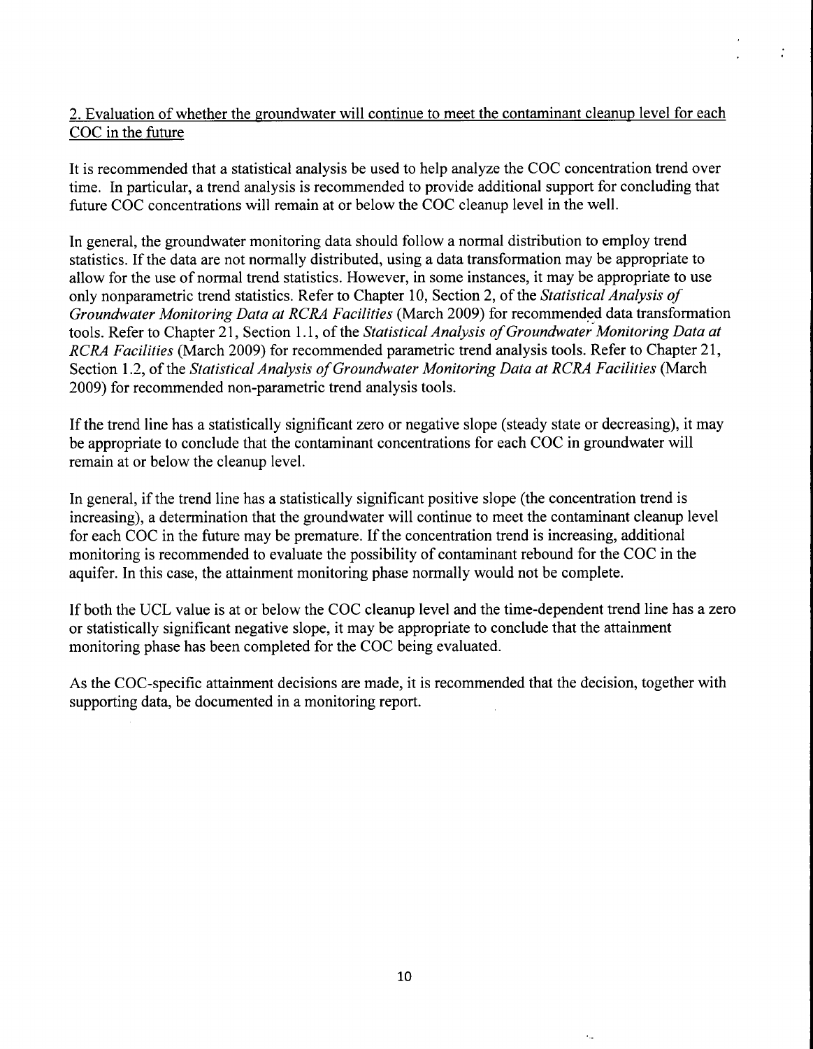2. Evaluation of whether the groundwater will continue to meet the contaminant cleanup level for each COC in the future

It is recommended that a statistical analysis be used to help analyze the COC concentration trend over time. In particular, a trend analysis is recommended to provide additional support for concluding that future COC concentrations will remain at or below the COC cleanup level in the well.

In general, the groundwater monitoring data should follow a normal distribution to employ trend statistics. If the data are not normally distributed, using a data transformation may be appropriate to allow for the use of normal trend statistics. However, in some instances, it may be appropriate to use only nonparametric trend statistics. Refer to Chapter 10, Section 2, of the *Statistical Analysis of Groundwater Monitoring Data at RCRA Facilities* (March 2009) for recommended data transformation tools. Refer to Chapter 21, Section 1.1, of the *Statistical Analysis of Groundwater Monitoring Data at RCRA Facilities* (March 2009) for recommended parametric trend analysis tools. Refer to Chapter 21, Section 1.2, of the *Statistical Analysis of Groundwater Monitoring Data at RCRA Facilities* (March 2009) for recommended non-parametric trend analysis tools.

If the trend line has a statistically significant zero or negative slope (steady state or decreasing), it may be appropriate to conclude that the contaminant concentrations for each COC in groundwater will remain at or below the cleanup level.

In general, if the trend line has a statistically significant positive slope (the concentration trend is increasing), a determination that the groundwater will continue to meet the contaminant cleanup level for each COC in the future may be premature. If the concentration trend is increasing, additional monitoring is recommended to evaluate the possibility of contaminant rebound for the COC in the aquifer. In this case, the attainment monitoring phase normally would not be complete.

If both the UCL value is at or below the COC cleanup level and the time-dependent trend line has a zero or statistically significant negative slope, it may be appropriate to conclude that the attainment monitoring phase has been completed for the COC being evaluated.

As the COC-specific attainment decisions are made, it is recommended that the decision, together with supporting data, be documented in a monitoring report.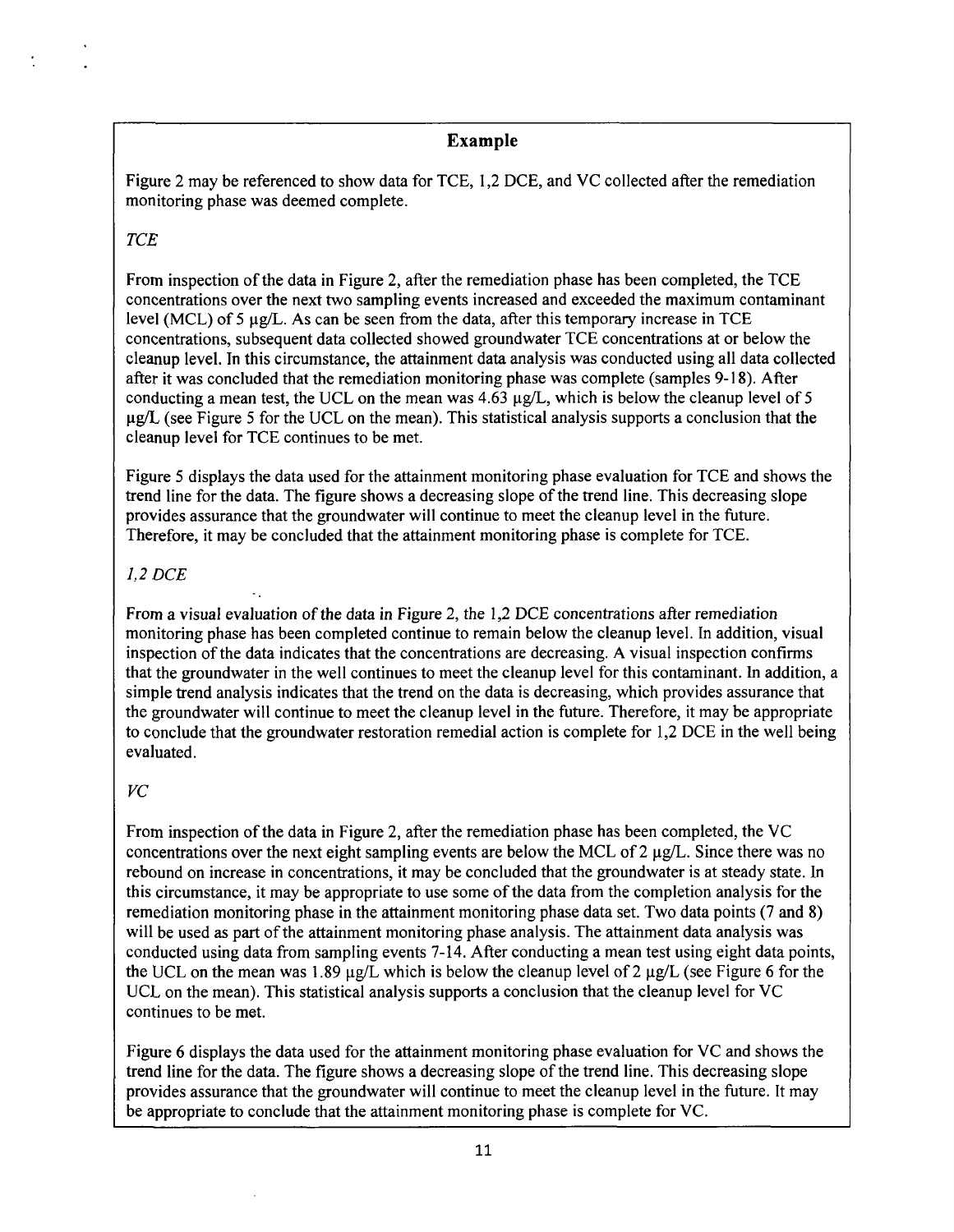## Example

Figure 2 may be referenced to show data for TCE, 1,2 DCE, and VC collected after the remediation monitoring phase was deemed complete.

*TCE*

From inspection of the data in Figure 2, after the remediation phase has been completed, the TCE concentrations over the next two sampling events increased and exceeded the maximum contaminant level (MCL) of 5 µg/L. As can be seen from the data, after this temporary increase in TCE concentrations, subsequent data collected showed groundwater TCE concentrations at or below the cleanup level. In this circumstance, the attainment data analysis was conducted using all data collected after it was concluded that the remediation monitoring phase was complete (samples 9-18). After conducting a mean test, the UCL on the mean was 4.63 µg/L, which is below the cleanup level of 5 µg/L (see Figure 5 for the UCL on the mean). This statistical analysis supports a conclusion that the cleanup level for TCE continues to be met.

Figure 5 displays the data used for the attainment monitoring phase evaluation for TCE and shows the trend line for the data. The figure shows a decreasing slope of the trend line. This decreasing slope provides assurance that the groundwater will continue to meet the cleanup level in the future. Therefore, it may be concluded that the attainment monitoring phase is complete for TCE.

*1,2 DCE*

From a visual evaluation of the data in Figure 2, the 1,2 DCE concentrations after remediation monitoring phase has been completed continue to remain below the cleanup level. In addition, visual inspection of the data indicates that the concentrations are decreasing. A visual inspection confirms that the groundwater in the well continues to meet the cleanup level for this contaminant. In addition, a simple trend analysis indicates that the trend on the data is decreasing, which provides assurance that the groundwater will continue to meet the cleanup level in the future. Therefore, it may be appropriate to conclude that the groundwater restoration remedial action is complete for 1,2 DCE in the well being evaluated.

*VC*

From inspection of the data in Figure 2, after the remediation phase has been completed, the VC concentrations over the next eight sampling events are below the MCL of 2 µg/L. Since there was no rebound on increase in concentrations, it may be concluded that the groundwater is at steady state. In this circumstance, it may be appropriate to use some of the data from the completion analysis for the remediation monitoring phase in the attainment monitoring phase data set. Two data points (7 and 8) will be used as part of the attainment monitoring phase analysis. The attainment data analysis was conducted using data from sampling events 7-14. After conducting a mean test using eight data points, the UCL on the mean was 1.89 µg/L which is below the cleanup level of 2 µg/L (see Figure 6 for the UCL on the mean). This statistical analysis supports a conclusion that the cleanup level for VC continues to be met.

Figure 6 displays the data used for the attainment monitoring phase evaluation for VC and shows the trend line for the data. The figure shows a decreasing slope of the trend line. This decreasing slope provides assurance that the groundwater will continue to meet the cleanup level in the future. It may be appropriate to conclude that the attainment monitoring phase is complete for VC.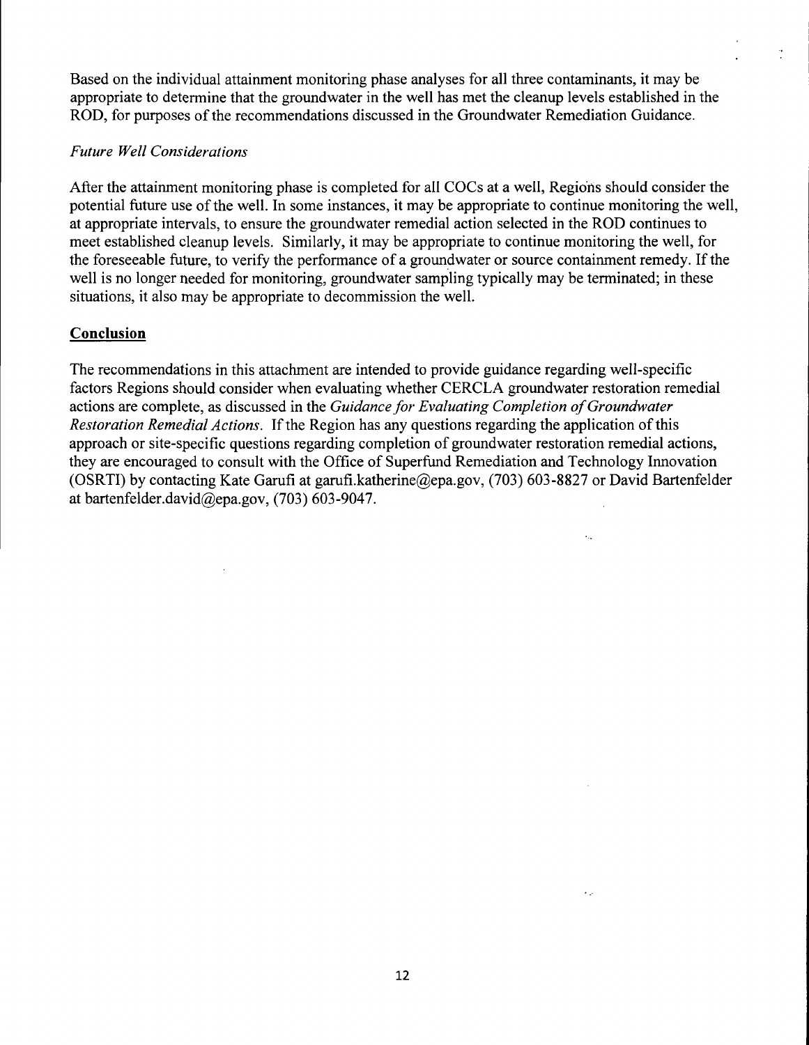Based on the individual attainment monitoring phase analyses for all three contaminants, it may be appropriate to determine that the groundwater in the well has met the cleanup levels established in the ROD, for purposes of the recommendations discussed in the Groundwater Remediation Guidance.

*Future Well Considerations*

After the attainment monitoring phase is completed for all COCs at a well, Regions should consider the potential future use of the well. In some instances, it may be appropriate to continue monitoring the well, at appropriate intervals, to ensure the groundwater remedial action selected in the ROD continues to meet established cleanup levels. Similarly, it may be appropriate to continue monitoring the well, for the foreseeable future, to verify the performance of a groundwater or source containment remedy. If the well is no longer needed for monitoring, groundwater sampling typically may be terminated; in these situations, it also may be appropriate to decommission the well.

## Conclusion

The recommendations in this attachment are intended to provide guidance regarding well-specific factors Regions should consider when evaluating whether CERCLA groundwater restoration remedial actions are complete, as discussed in the *Guidance for Evaluating Completion of Groundwater Restoration Remedial Actions*. If the Region has any questions regarding the application of this approach or site-specific questions regarding completion of groundwater restoration remedial actions, they are encouraged to consult with the Office of Superfund Remediation and Technology Innovation (OSRTI) by contacting Kate Garufi at garufi.katherine@epa.gov, (703) 603-8827 or David Bartenfelder at bartenfelder.david@epa.gov, (703) 603-9047.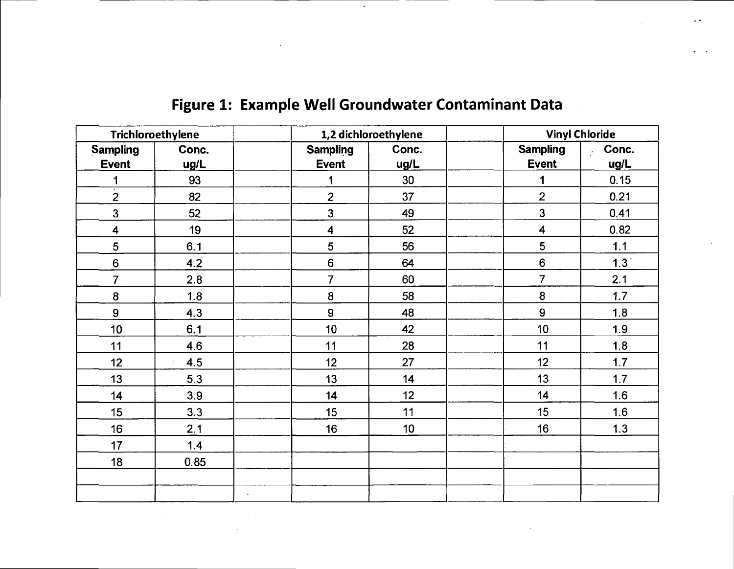# Figure 1: Example Well Groundwater Contaminant Data

| Trichloroethylene | | | 1,2 dichloroethylene | | | Vinyl Chloride | |
|---|---|---|---|---|---|---|---|
| Sampling Event | Conc. ug/L | | Sampling Event | Conc. ug/L | | Sampling Event | Conc. ug/L |
| 1 | 93 | | 1 | 30 | | 1 | 0.15 |
| 2 | 82 | | 2 | 37 | | 2 | 0.21 |
| 3 | 52 | | 3 | 49 | | 3 | 0.41 |
| 4 | 19 | | 4 | 52 | | 4 | 0.82 |
| 5 | 6.1 | | 5 | 56 | | 5 | 1.1 |
| 6 | 4.2 | | 6 | 64 | | 6 | 1.3 |
| 7 | 2.8 | | 7 | 60 | | 7 | 2.1 |
| 8 | 1.8 | | 8 | 58 | | 8 | 1.7 |
| 9 | 4.3 | | 9 | 48 | | 9 | 1.8 |
| 10 | 6.1 | | 10 | 42 | | 10 | 1.9 |
| 11 | 4.6 | | 11 | 28 | | 11 | 1.8 |
| 12 | 4.5 | | 12 | 27 | | 12 | 1.7 |
| 13 | 5.3 | | 13 | 14 | | 13 | 1.7 |
| 14 | 3.9 | | 14 | 12 | | 14 | 1.6 |
| 15 | 3.3 | | 15 | 11 | | 15 | 1.6 |
| 16 | 2.1 | | 16 | 10 | | 16 | 1.3 |
| 17 | 1.4 | | | | | | |
| 18 | 0.85 | | | | | | |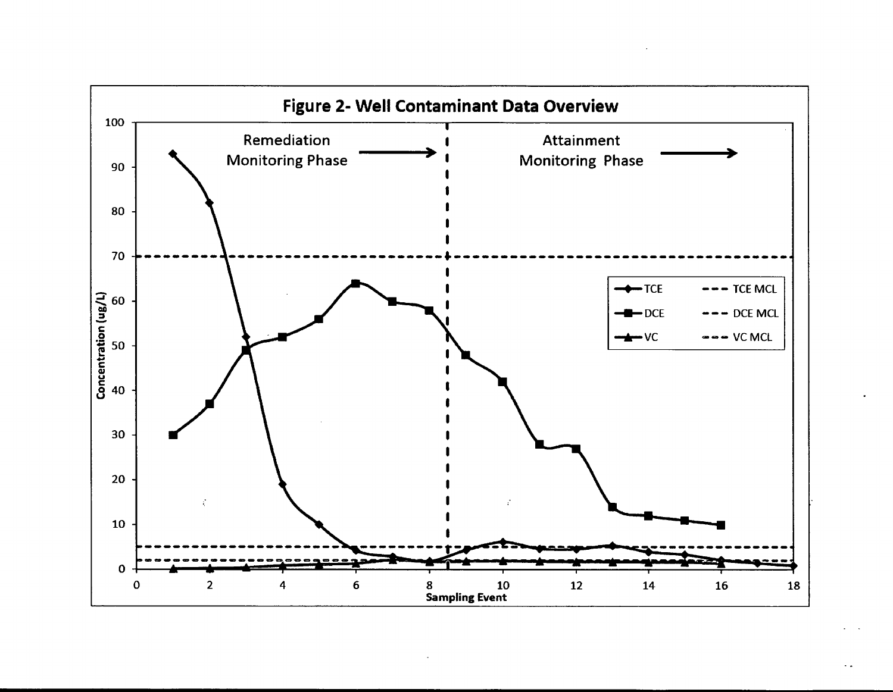**Figure 2- Well Contaminant Data Overview**

Remediation Monitoring Phase →

Attainment Monitoring Phase →

Concentration (ug/L)

Sampling Event

TCE — DCE — VC — TCE MCL — DCE MCL — VC MCL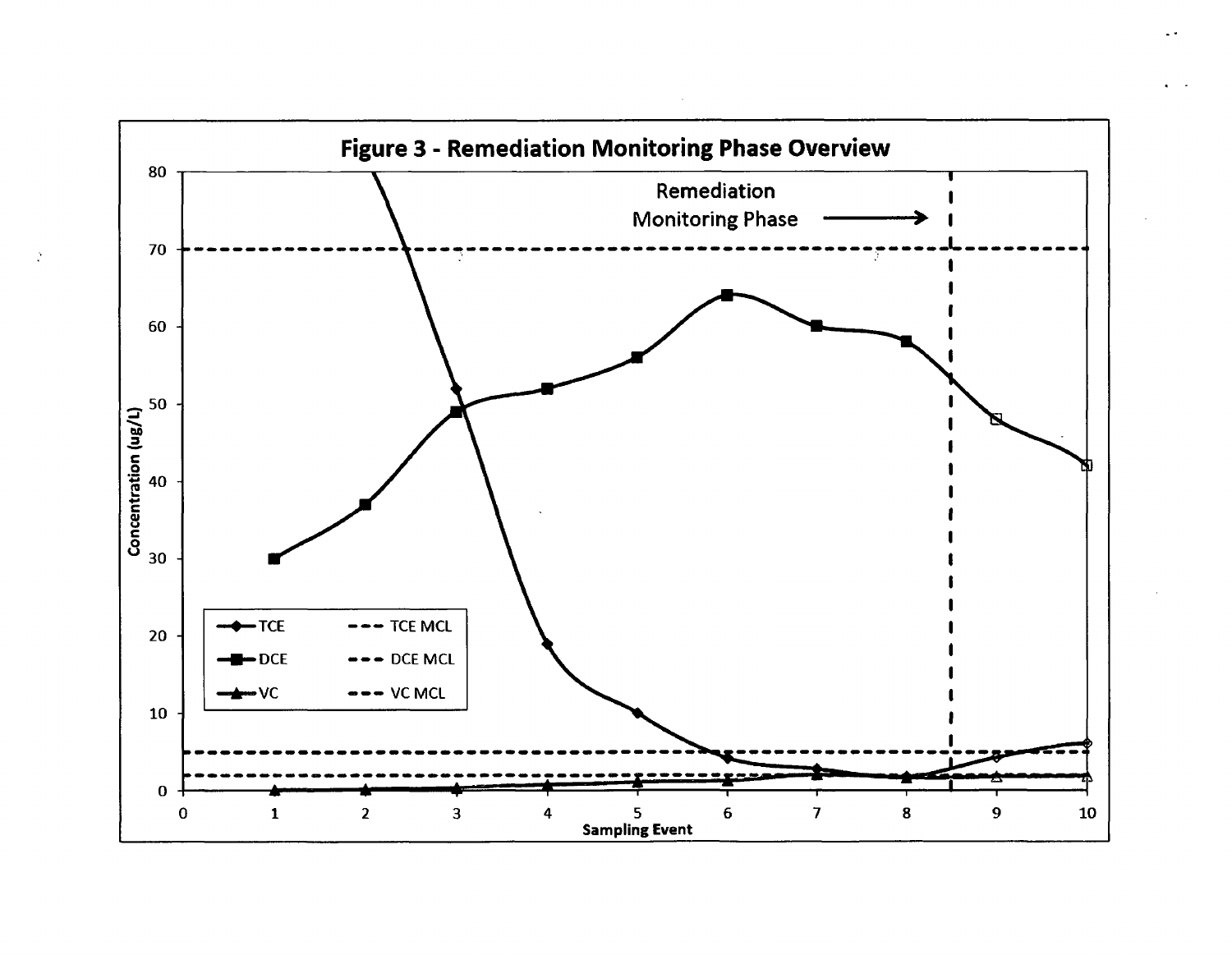**Figure 3 - Remediation Monitoring Phase Overview**

Remediation Monitoring Phase →

| | TCE | TCE MCL |
|---|---|---|
| | DCE | DCE MCL |
| | VC | VC MCL |

Concentration (ug/L)

Sampling Event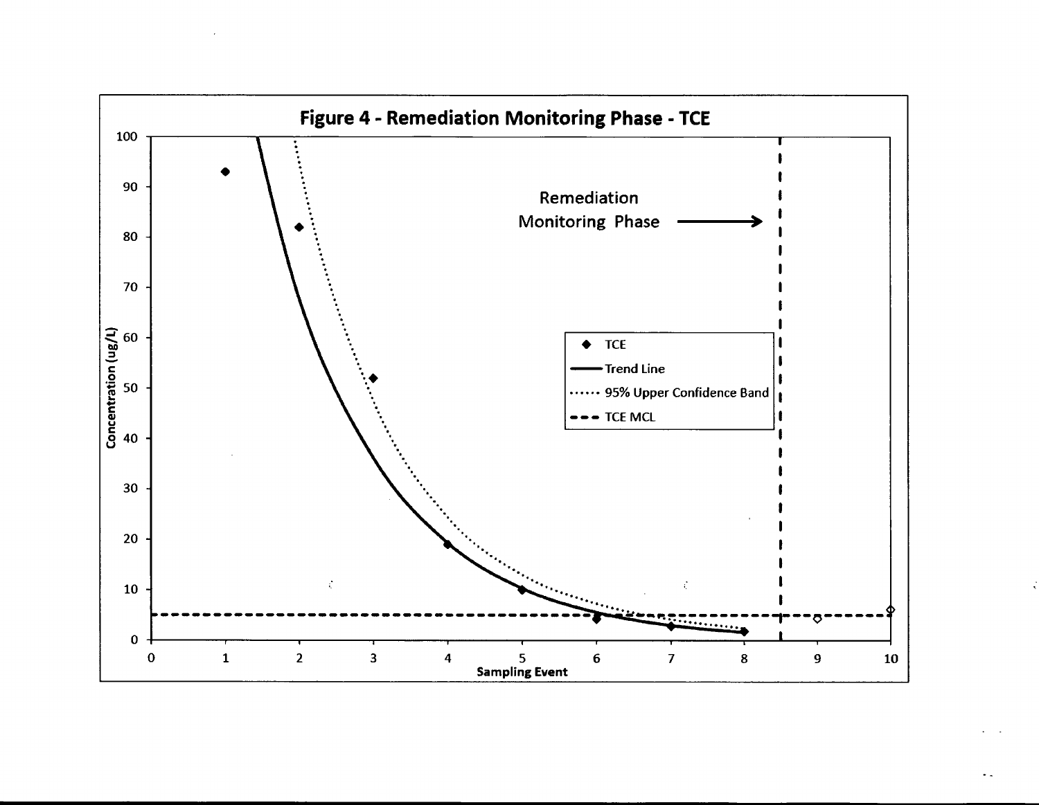**Figure 4 - Remediation Monitoring Phase - TCE**

Remediation Monitoring Phase →

- ◆ TCE
- —— Trend Line
- ······ 95% Upper Confidence Band
- - - - TCE MCL

Concentration (ug/L)

Sampling Event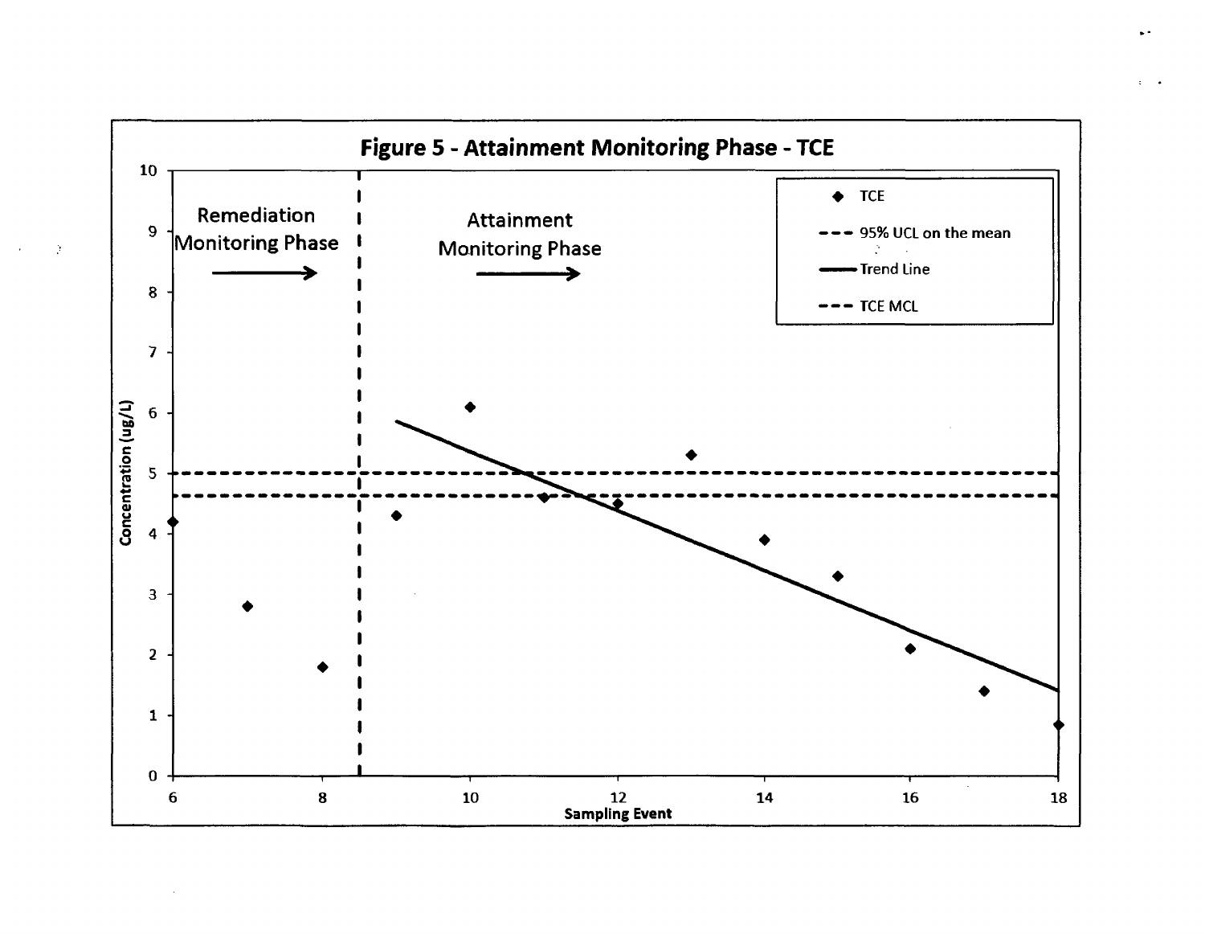**Figure 5 - Attainment Monitoring Phase - TCE**

Remediation Monitoring Phase

Attainment Monitoring Phase

- TCE
- 95% UCL on the mean
- Trend Line
- TCE MCL

Concentration (ug/L)

Sampling Event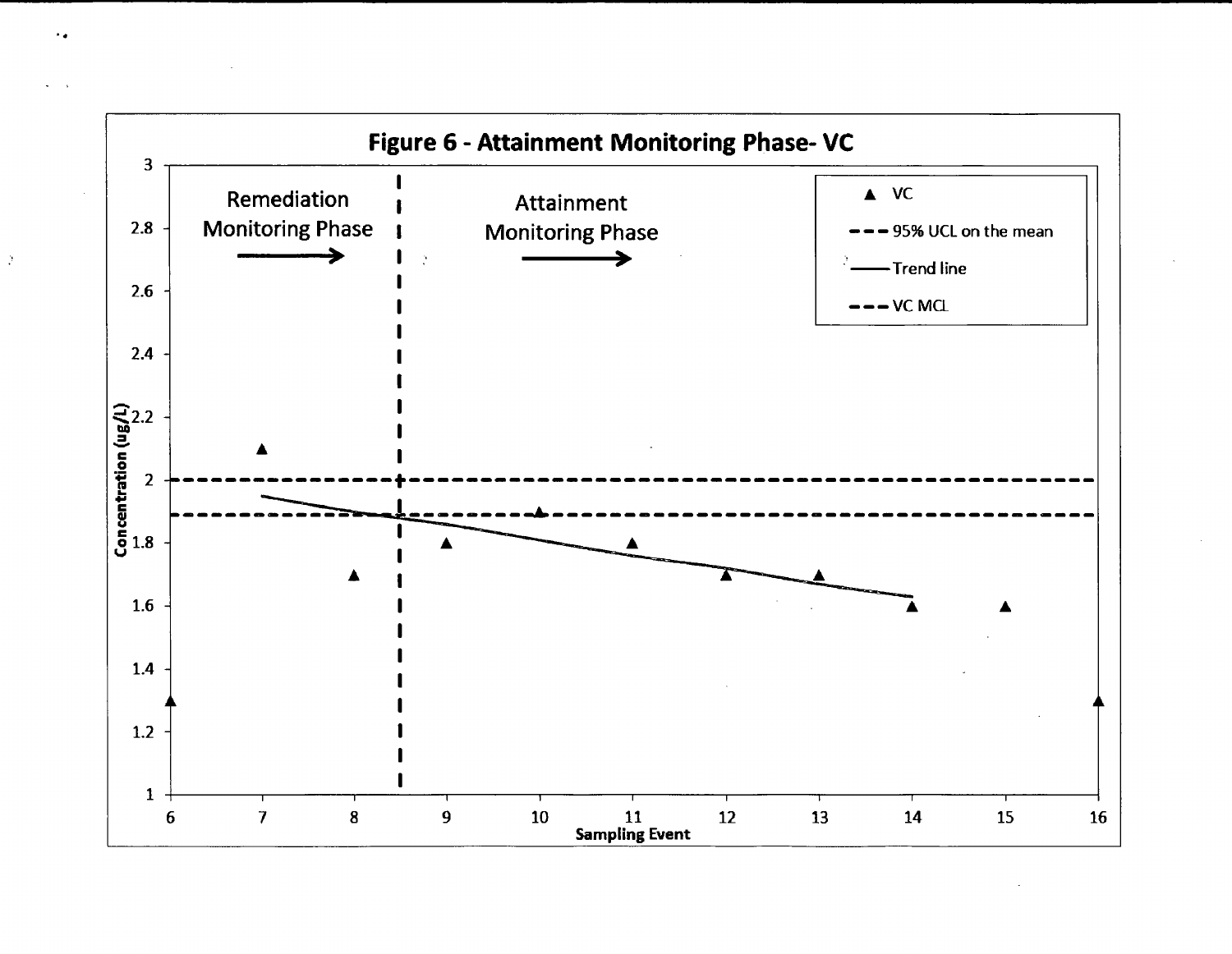**Figure 6 - Attainment Monitoring Phase- VC**

Remediation Monitoring Phase

Attainment Monitoring Phase

VC

95% UCL on the mean

Trend line

VC MCL

Concentration (ug/L)

3
2.8
2.6
2.4
2.2
2
1.8
1.6
1.4
1.2
1

Sampling Event

6
7
8
9
10
11
12
13
14
15
16